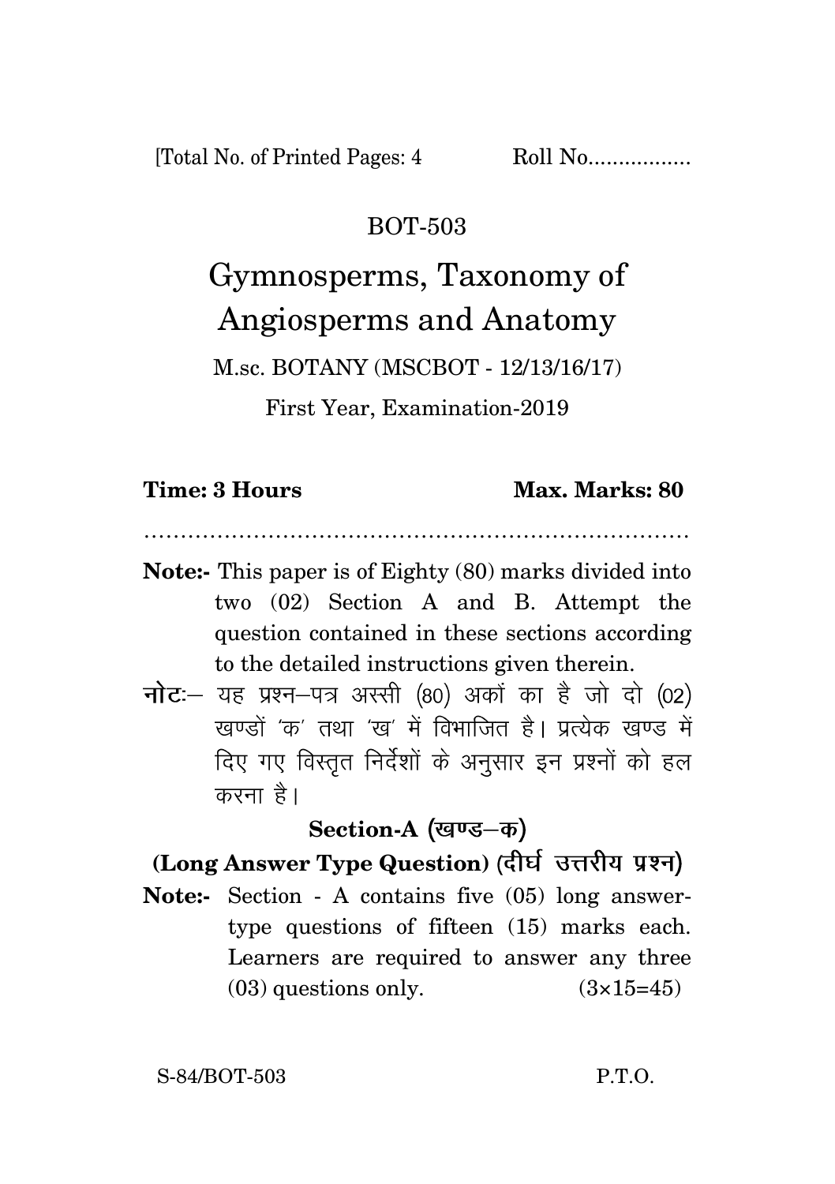[Total No. of Printed Pages: 4 Roll No.................

BOT-503

# Gymnosperms, Taxonomy of Angiosperms and Anatomy

M.sc. BOTANY (MSCBOT - 12/13/16/17)

First Year, Examination-2019

**Time: 3 Hours** **Max. Marks: 80**

…………………………………………………………………

**Note:-** This paper is of Eighty (80) marks divided into two (02) Section A and B. Attempt the question contained in these sections according to the detailed instructions given therein.

**नोटः**– यह प्रश्न–पत्र अस्सी (80) अकों का है जो दो (02) खण्डों 'क' तथा 'ख' में विभाजित है। प्रत्येक खण्ड में दिए गए विस्तृत निर्देशों के अनुसार इन प्रश्नों को हल करना है।

## Section-A (खण्ड–क)

### (Long Answer Type Question) (दीर्घ उत्तरीय प्रश्न)

**Note:-** Section - A contains five (05) long answer-type questions of fifteen (15) marks each. Learners are required to answer any three (03) questions only. (3×15=45)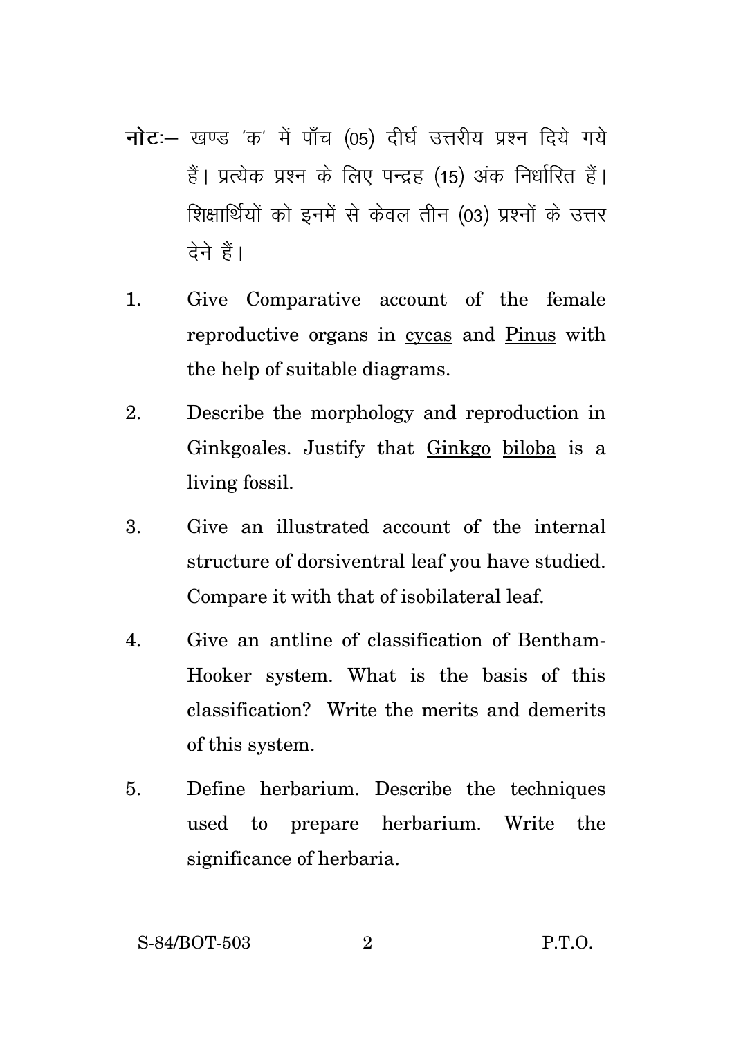**नोटः**— खण्ड 'क' में पाँच (05) दीर्घ उत्तरीय प्रश्न दिये गये हैं। प्रत्येक प्रश्न के लिए पन्द्रह (15) अंक निर्धारित हैं। शिक्षार्थियों को इनमें से केवल तीन (03) प्रश्नों के उत्तर देने हैं।

1. Give Comparative account of the female reproductive organs in cycas and Pinus with the help of suitable diagrams.

2. Describe the morphology and reproduction in Ginkgoales. Justify that Ginkgo biloba is a living fossil.

3. Give an illustrated account of the internal structure of dorsiventral leaf you have studied. Compare it with that of isobilateral leaf.

4. Give an antline of classification of Bentham-Hooker system. What is the basis of this classification? Write the merits and demerits of this system.

5. Define herbarium. Describe the techniques used to prepare herbarium. Write the significance of herbaria.

S-84/BOT-503 P.T.O.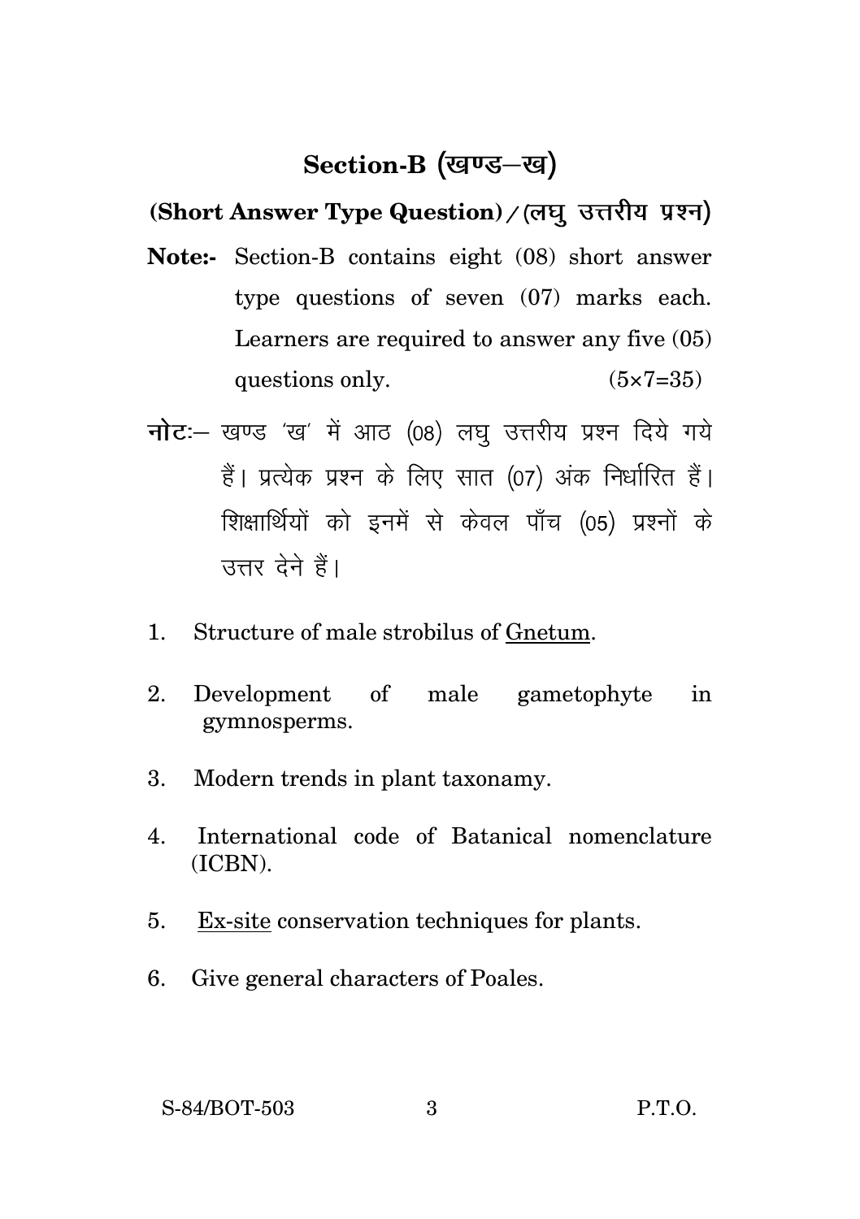## Section-B (खण्ड–ख)

**(Short Answer Type Question) / (लघु उत्तरीय प्रश्न)**

**Note:-** Section-B contains eight (08) short answer type questions of seven (07) marks each. Learners are required to answer any five (05) questions only. (5×7=35)

**नोटः**– खण्ड 'ख' में आठ (08) लघु उत्तरीय प्रश्न दिये गये हैं। प्रत्येक प्रश्न के लिए सात (07) अंक निर्धारित हैं। शिक्षार्थियों को इनमें से केवल पाँच (05) प्रश्नों के उत्तर देने हैं।

1. Structure of male strobilus of <u>Gnetum</u>.

2. Development of male gametophyte in gymnosperms.

3. Modern trends in plant taxonomy.

4. International code of Batanical nomenclature (ICBN).

5. <u>Ex-site</u> conservation techniques for plants.

6. Give general characters of Poales.

S-84/BOT-503 P.T.O.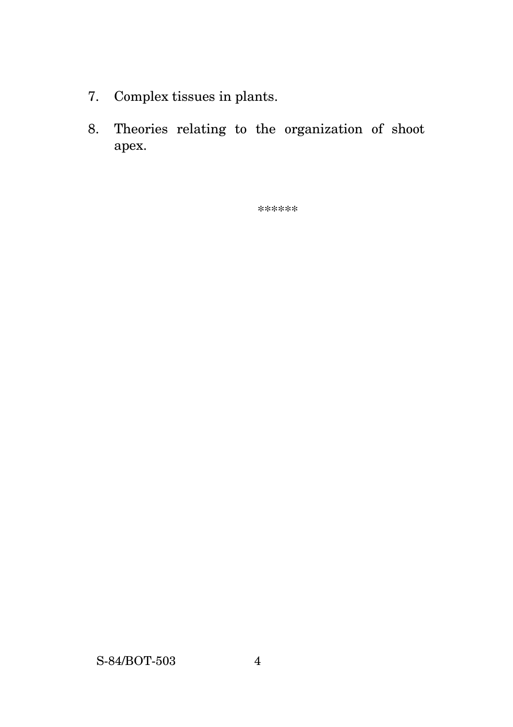7. Complex tissues in plants.

8. Theories relating to the organization of shoot apex.

******